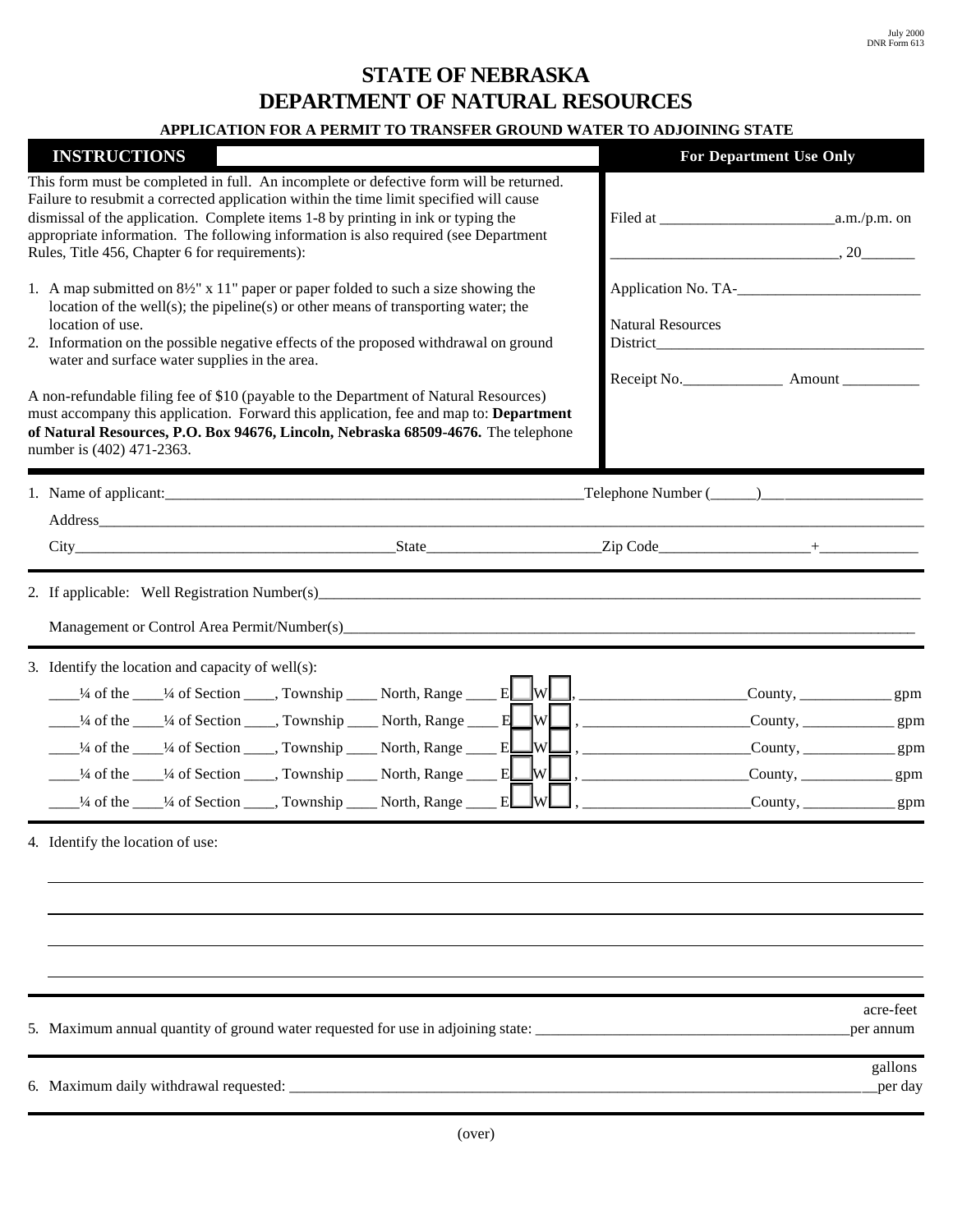July 2000
DNR Form 613

# STATE OF NEBRASKA
# DEPARTMENT OF NATURAL RESOURCES

### APPLICATION FOR A PERMIT TO TRANSFER GROUND WATER TO ADJOINING STATE

| **INSTRUCTIONS** | **For Department Use Only** |
|---|---|
| This form must be completed in full. An incomplete or defective form will be returned. Failure to resubmit a corrected application within the time limit specified will cause dismissal of the application. Complete items 1-8 by printing in ink or typing the appropriate information. The following information is also required (see Department Rules, Title 456, Chapter 6 for requirements):<br><br>1. A map submitted on 8½" x 11" paper or paper folded to such a size showing the location of the well(s); the pipeline(s) or other means of transporting water; the location of use.<br>2. Information on the possible negative effects of the proposed withdrawal on ground water and surface water supplies in the area.<br><br>A non-refundable filing fee of $10 (payable to the Department of Natural Resources) must accompany this application. Forward this application, fee and map to: **Department of Natural Resources, P.O. Box 94676, Lincoln, Nebraska 68509-4676.** The telephone number is (402) 471-2363. | Filed at ______________________a.m./p.m. on<br><br>______________________________, 20_______<br><br>Application No. TA-________________________<br><br>Natural Resources District___________________________________<br><br>Receipt No._____________ Amount __________ |

1. Name of applicant:_________________________________________________________Telephone Number (______)____________________

   Address_____________________________________________________________________________________________________

   City__________________________________________State_______________________Zip Code____________________+_____________

2. If applicable: Well Registration Number(s)_________________________________________________________________________________

   Management or Control Area Permit/Number(s)_______________________________________________________________________

3. Identify the location and capacity of well(s):

   ____¼ of the ____¼ of Section ____, Township ____ North, Range ____ E☐ W☐, ______________________County, ____________ gpm

   ____¼ of the ____¼ of Section ____, Township ____ North, Range ____ E☐ W☐, ______________________County, ____________ gpm

   ____¼ of the ____¼ of Section ____, Township ____ North, Range ____ E☐ W☐, ______________________County, ____________ gpm

   ____¼ of the ____¼ of Section ____, Township ____ North, Range ____ E☐ W☐, ______________________County, ____________ gpm

   ____¼ of the ____¼ of Section ____, Township ____ North, Range ____ E☐ W☐, ______________________County, ____________ gpm

4. Identify the location of use:

   ______________________________________________________________________________________________________________

   ______________________________________________________________________________________________________________

   ______________________________________________________________________________________________________________

   ______________________________________________________________________________________________________________

5. Maximum annual quantity of ground water requested for use in adjoining state: __________________________________________ acre-feet per annum

6. Maximum daily withdrawal requested: _________________________________________________________________________________ gallons per day

(over)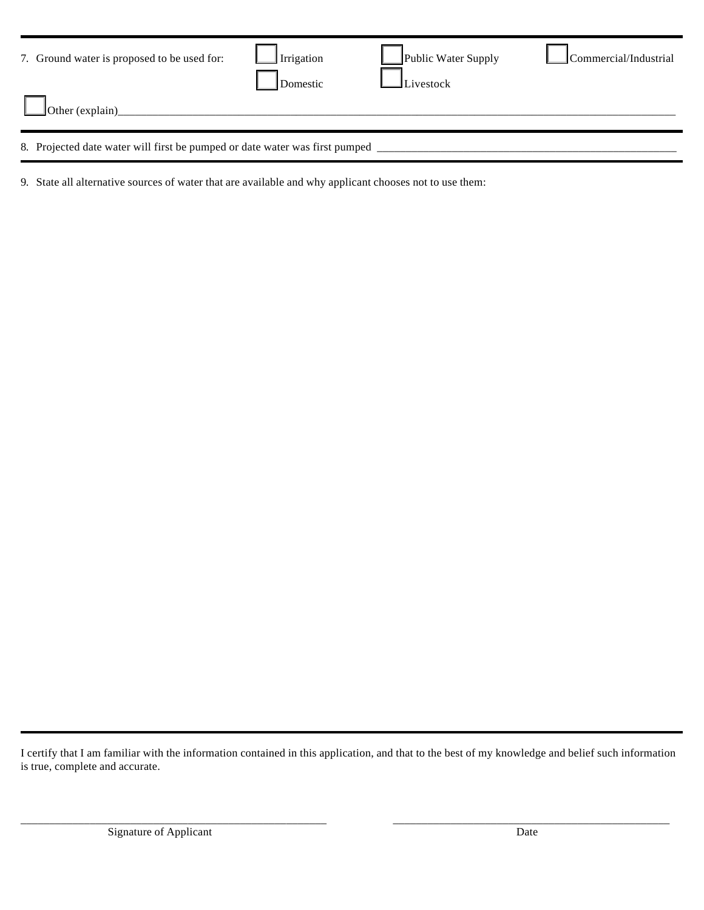7. Ground water is proposed to be used for:

☐ Irrigation
☐ Public Water Supply
☐ Commercial/Industrial
☐ Domestic
☐ Livestock

☐ Other (explain)\_\_\_\_\_\_\_\_\_\_\_\_\_\_\_\_\_\_\_\_\_\_\_\_\_\_\_\_\_\_\_\_\_\_\_\_\_\_\_\_\_\_\_\_\_\_\_\_\_\_\_\_\_\_\_\_\_\_\_\_\_\_\_\_\_\_\_\_\_\_\_\_\_\_\_\_\_\_

8. Projected date water will first be pumped or date water was first pumped \_\_\_\_\_\_\_\_\_\_\_\_\_\_\_\_\_\_\_\_\_\_\_\_\_\_\_\_\_\_\_\_\_\_\_\_\_\_\_\_\_\_\_\_\_\_\_\_\_\_\_\_

9. State all alternative sources of water that are available and why applicant chooses not to use them:

I certify that I am familiar with the information contained in this application, and that to the best of my knowledge and belief such information is true, complete and accurate.

\_\_\_\_\_\_\_\_\_\_\_\_\_\_\_\_\_\_\_\_\_\_\_\_\_\_\_\_\_\_\_\_\_\_\_\_\_\_\_\_\_\_\_\_
Signature of Applicant

\_\_\_\_\_\_\_\_\_\_\_\_\_\_\_\_\_\_\_\_\_\_\_\_\_\_\_\_\_\_\_\_\_\_\_\_\_\_\_\_\_\_\_\_
Date